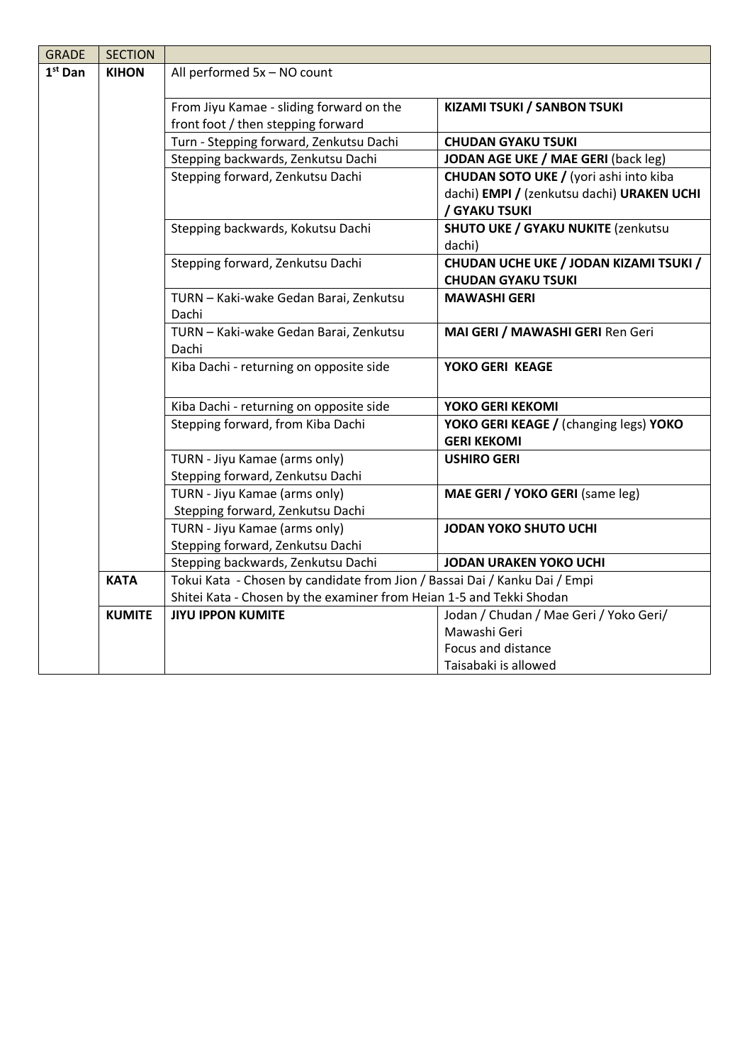| GRADE | SECTION | | |
|---|---|---|---|
| 1st Dan | **KIHON** | All performed 5x – NO count | |
| | | From Jiyu Kamae - sliding forward on the front foot / then stepping forward | **KIZAMI TSUKI / SANBON TSUKI** |
| | | Turn - Stepping forward, Zenkutsu Dachi | **CHUDAN GYAKU TSUKI** |
| | | Stepping backwards, Zenkutsu Dachi | **JODAN AGE UKE / MAE GERI** (back leg) |
| | | Stepping forward, Zenkutsu Dachi | **CHUDAN SOTO UKE /** (yori ashi into kiba dachi) **EMPI /** (zenkutsu dachi) **URAKEN UCHI / GYAKU TSUKI** |
| | | Stepping backwards, Kokutsu Dachi | **SHUTO UKE / GYAKU NUKITE** (zenkutsu dachi) |
| | | Stepping forward, Zenkutsu Dachi | **CHUDAN UCHE UKE / JODAN KIZAMI TSUKI / CHUDAN GYAKU TSUKI** |
| | | TURN – Kaki-wake Gedan Barai, Zenkutsu Dachi | **MAWASHI GERI** |
| | | TURN – Kaki-wake Gedan Barai, Zenkutsu Dachi | **MAI GERI / MAWASHI GERI** Ren Geri |
| | | Kiba Dachi - returning on opposite side | **YOKO GERI KEAGE** |
| | | Kiba Dachi - returning on opposite side | **YOKO GERI KEKOMI** |
| | | Stepping forward, from Kiba Dachi | **YOKO GERI KEAGE /** (changing legs) **YOKO GERI KEKOMI** |
| | | TURN - Jiyu Kamae (arms only) Stepping forward, Zenkutsu Dachi | **USHIRO GERI** |
| | | TURN - Jiyu Kamae (arms only) Stepping forward, Zenkutsu Dachi | **MAE GERI / YOKO GERI** (same leg) |
| | | TURN - Jiyu Kamae (arms only) Stepping forward, Zenkutsu Dachi | **JODAN YOKO SHUTO UCHI** |
| | | Stepping backwards, Zenkutsu Dachi | **JODAN URAKEN YOKO UCHI** |
| | **KATA** | Tokui Kata - Chosen by candidate from Jion / Bassai Dai / Kanku Dai / Empi<br>Shitei Kata - Chosen by the examiner from Heian 1-5 and Tekki Shodan | |
| | **KUMITE** | **JIYU IPPON KUMITE** | Jodan / Chudan / Mae Geri / Yoko Geri/ Mawashi Geri<br>Focus and distance<br>Taisabaki is allowed |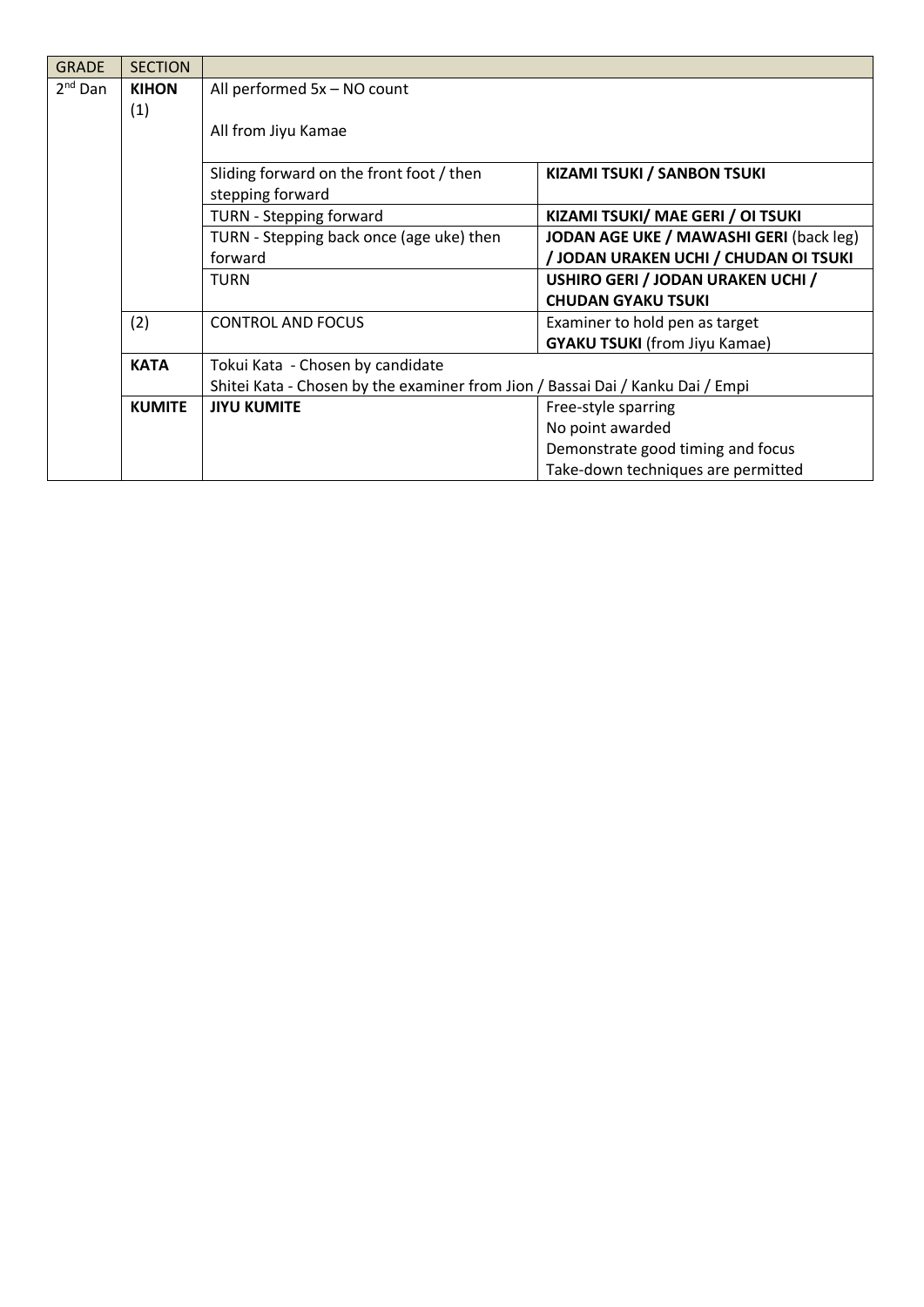| GRADE | SECTION | | |
|---|---|---|---|
| 2nd Dan | **KIHON** (1) | All performed 5x – NO count<br><br>All from Jiyu Kamae | |
| | | Sliding forward on the front foot / then stepping forward | **KIZAMI TSUKI / SANBON TSUKI** |
| | | TURN - Stepping forward | **KIZAMI TSUKI/ MAE GERI / OI TSUKI** |
| | | TURN - Stepping back once (age uke) then forward | **JODAN AGE UKE / MAWASHI GERI** (back leg) **/ JODAN URAKEN UCHI / CHUDAN OI TSUKI** |
| | | TURN | **USHIRO GERI / JODAN URAKEN UCHI / CHUDAN GYAKU TSUKI** |
| | (2) | CONTROL AND FOCUS | Examiner to hold pen as target<br>**GYAKU TSUKI** (from Jiyu Kamae) |
| | **KATA** | Tokui Kata - Chosen by candidate<br>Shitei Kata - Chosen by the examiner from Jion / Bassai Dai / Kanku Dai / Empi | |
| | **KUMITE** | **JIYU KUMITE** | Free-style sparring<br>No point awarded<br>Demonstrate good timing and focus<br>Take-down techniques are permitted |